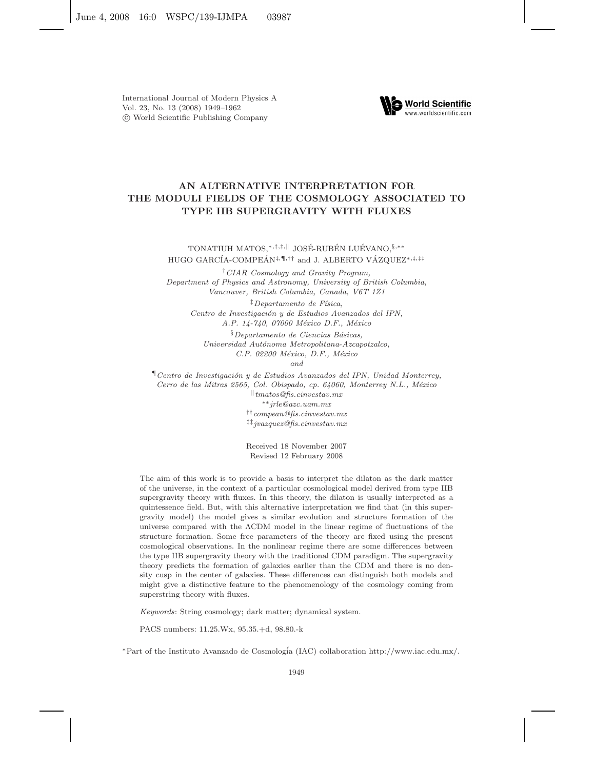# AN ALTERNATIVE INTERPRETATION FOR THE MODULI FIELDS OF THE COSMOLOGY ASSOCIATED TO TYPE IIB SUPERGRAVITY WITH FLUXES

TONATIUH MATOS,[*,†,‡,‖] JOSÉ-RUBÉN LUÉVANO,[§,**] HUGO GARCÍA-COMPEÁN[‡,¶,††] and J. ALBERTO VÁZQUEZ[*,‡,‡‡]

[†] *CIAR Cosmology and Gravity Program, Department of Physics and Astronomy, University of British Columbia, Vancouver, British Columbia, Canada, V6T 1Z1*

[‡] *Departamento de Física, Centro de Investigación y de Estudios Avanzados del IPN, A.P. 14-740, 07000 México D.F., México*

[§] *Departamento de Ciencias Básicas, Universidad Autónoma Metropolitana-Azcapotzalco, C.P. 02200 México, D.F., México*

*and*

[¶] *Centro de Investigación y de Estudios Avanzados del IPN, Unidad Monterrey, Cerro de las Mitras 2565, Col. Obispado, cp. 64060, Monterrey N.L., México*

[‖] *tmatos@fis.cinvestav.mx*

[**] *jrle@azc.uam.mx*

[††] *compean@fis.cinvestav.mx*

[‡‡] *jvazquez@fis.cinvestav.mx*

Received 18 November 2007
Revised 12 February 2008

The aim of this work is to provide a basis to interpret the dilaton as the dark matter of the universe, in the context of a particular cosmological model derived from type IIB supergravity theory with fluxes. In this theory, the dilaton is usually interpreted as a quintessence field. But, with this alternative interpretation we find that (in this supergravity model) the model gives a similar evolution and structure formation of the universe compared with the ΛCDM model in the linear regime of fluctuations of the structure formation. Some free parameters of the theory are fixed using the present cosmological observations. In the nonlinear regime there are some differences between the type IIB supergravity theory with the traditional CDM paradigm. The supergravity theory predicts the formation of galaxies earlier than the CDM and there is no density cusp in the center of galaxies. These differences can distinguish both models and might give a distinctive feature to the phenomenology of the cosmology coming from superstring theory with fluxes.

*Keywords*: String cosmology; dark matter; dynamical system.

PACS numbers: 11.25.Wx, 95.35.+d, 98.80.-k

[*] Part of the Instituto Avanzado de Cosmología (IAC) collaboration http://www.iac.edu.mx/.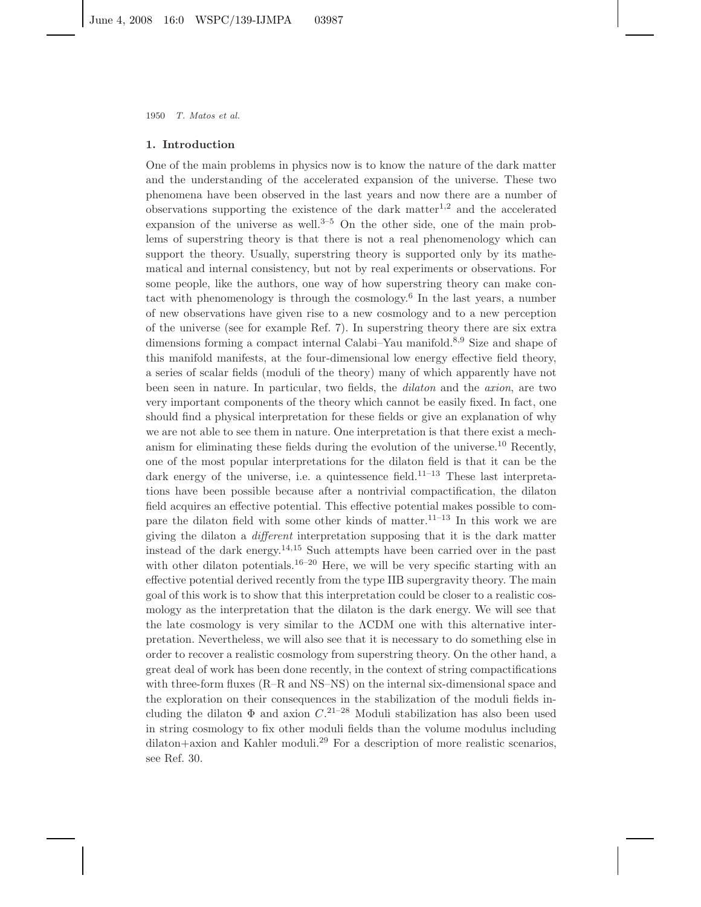## 1. Introduction

One of the main problems in physics now is to know the nature of the dark matter and the understanding of the accelerated expansion of the universe. These two phenomena have been observed in the last years and now there are a number of observations supporting the existence of the dark matter[1,2] and the accelerated expansion of the universe as well.[3–5] On the other side, one of the main problems of superstring theory is that there is not a real phenomenology which can support the theory. Usually, superstring theory is supported only by its mathematical and internal consistency, but not by real experiments or observations. For some people, like the authors, one way of how superstring theory can make contact with phenomenology is through the cosmology.[6] In the last years, a number of new observations have given rise to a new cosmology and to a new perception of the universe (see for example Ref. 7). In superstring theory there are six extra dimensions forming a compact internal Calabi–Yau manifold.[8,9] Size and shape of this manifold manifests, at the four-dimensional low energy effective field theory, a series of scalar fields (moduli of the theory) many of which apparently have not been seen in nature. In particular, two fields, the *dilaton* and the *axion*, are two very important components of the theory which cannot be easily fixed. In fact, one should find a physical interpretation for these fields or give an explanation of why we are not able to see them in nature. One interpretation is that there exist a mechanism for eliminating these fields during the evolution of the universe.[10] Recently, one of the most popular interpretations for the dilaton field is that it can be the dark energy of the universe, i.e. a quintessence field.[11–13] These last interpretations have been possible because after a nontrivial compactification, the dilaton field acquires an effective potential. This effective potential makes possible to compare the dilaton field with some other kinds of matter.[11–13] In this work we are giving the dilaton a *different* interpretation supposing that it is the dark matter instead of the dark energy.[14,15] Such attempts have been carried over in the past with other dilaton potentials.[16–20] Here, we will be very specific starting with an effective potential derived recently from the type IIB supergravity theory. The main goal of this work is to show that this interpretation could be closer to a realistic cosmology as the interpretation that the dilaton is the dark energy. We will see that the late cosmology is very similar to the ΛCDM one with this alternative interpretation. Nevertheless, we will also see that it is necessary to do something else in order to recover a realistic cosmology from superstring theory. On the other hand, a great deal of work has been done recently, in the context of string compactifications with three-form fluxes (R–R and NS–NS) on the internal six-dimensional space and the exploration on their consequences in the stabilization of the moduli fields including the dilaton $\Phi$ and axion $C$.[21–28] Moduli stabilization has also been used in string cosmology to fix other moduli fields than the volume modulus including dilaton+axion and Kahler moduli.[29] For a description of more realistic scenarios, see Ref. 30.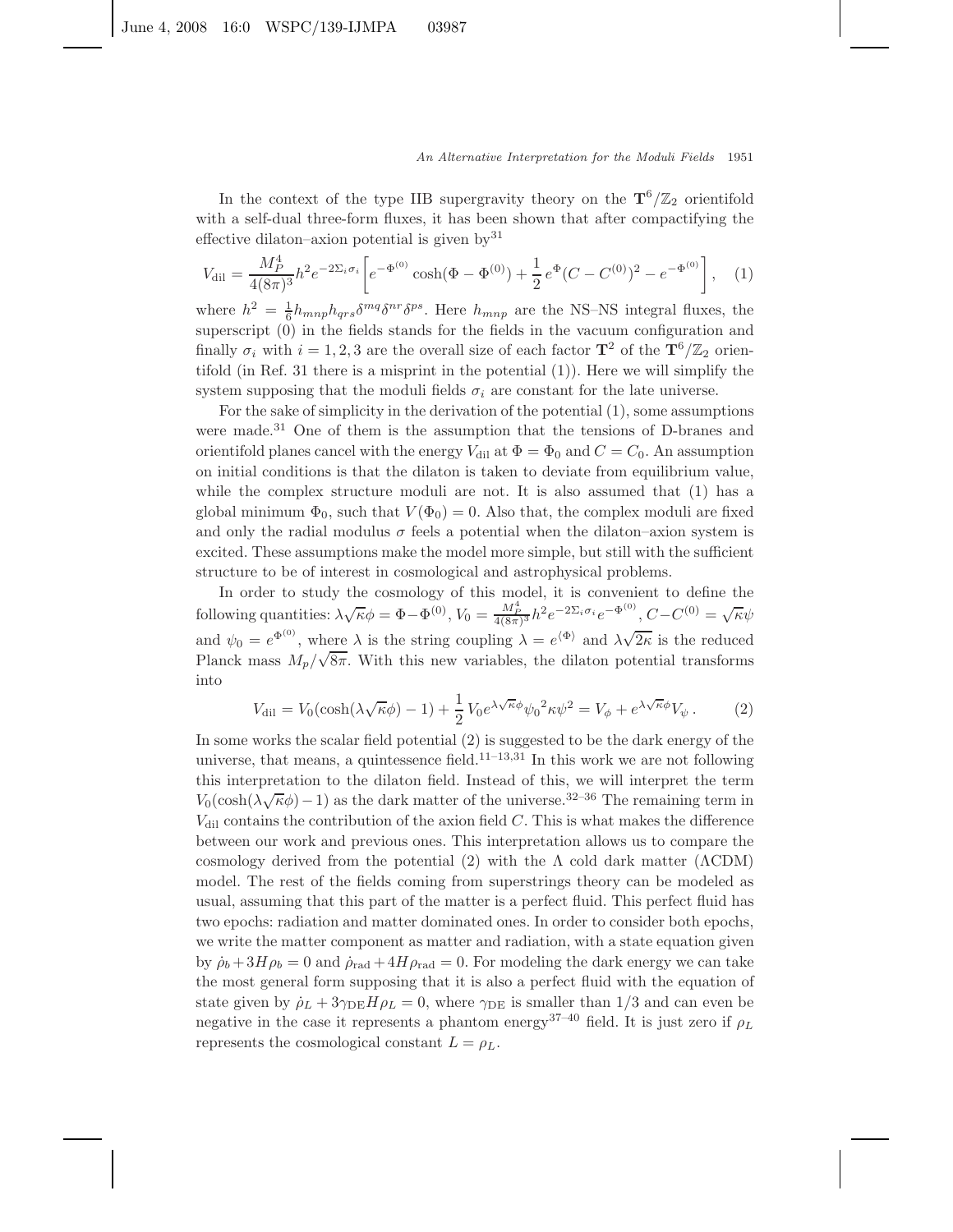In the context of the type IIB supergravity theory on the $\mathbf{T}^6/\mathbb{Z}_2$ orientifold with a self-dual three-form fluxes, it has been shown that after compactifying the effective dilaton–axion potential is given by[31]

$$V_{\rm dil} = \frac{M_P^4}{4(8\pi)^3} h^2 e^{-2\Sigma_i \sigma_i} \left[ e^{-\Phi^{(0)}} \cosh(\Phi - \Phi^{(0)}) + \frac{1}{2} e^{\Phi} (C - C^{(0)})^2 - e^{-\Phi^{(0)}} \right], \quad (1)$$

where $h^2 = \frac{1}{6} h_{mnp} h_{qrs} \delta^{mq} \delta^{nr} \delta^{ps}$. Here $h_{mnp}$ are the NS–NS integral fluxes, the superscript (0) in the fields stands for the fields in the vacuum configuration and finally $\sigma_i$ with $i = 1, 2, 3$ are the overall size of each factor $\mathbf{T}^2$ of the $\mathbf{T}^6/\mathbb{Z}_2$ orientifold (in Ref. 31 there is a misprint in the potential (1)). Here we will simplify the system supposing that the moduli fields $\sigma_i$ are constant for the late universe.

For the sake of simplicity in the derivation of the potential (1), some assumptions were made.[31] One of them is the assumption that the tensions of D-branes and orientifold planes cancel with the energy $V_{\rm dil}$ at $\Phi = \Phi_0$ and $C = C_0$. An assumption on initial conditions is that the dilaton is taken to deviate from equilibrium value, while the complex structure moduli are not. It is also assumed that (1) has a global minimum $\Phi_0$, such that $V(\Phi_0) = 0$. Also that, the complex moduli are fixed and only the radial modulus $\sigma$ feels a potential when the dilaton–axion system is excited. These assumptions make the model more simple, but still with the sufficient structure to be of interest in cosmological and astrophysical problems.

In order to study the cosmology of this model, it is convenient to define the following quantities: $\lambda\sqrt{\kappa}\phi = \Phi - \Phi^{(0)}$, $V_0 = \frac{M_P^4}{4(8\pi)^3} h^2 e^{-2\Sigma_i \sigma_i} e^{-\Phi^{(0)}}$, $C - C^{(0)} = \sqrt{\kappa}\psi$ and $\psi_0 = e^{\Phi^{(0)}}$, where $\lambda$ is the string coupling $\lambda = e^{\langle \Phi \rangle}$ and $\lambda\sqrt{2\kappa}$ is the reduced Planck mass $M_p/\sqrt{8\pi}$. With this new variables, the dilaton potential transforms into

$$V_{\rm dil} = V_0(\cosh(\lambda\sqrt{\kappa}\phi) - 1) + \frac{1}{2} V_0 e^{\lambda\sqrt{\kappa}\phi} {\psi_0}^2 \kappa \psi^2 = V_\phi + e^{\lambda\sqrt{\kappa}\phi} V_\psi \, . \quad (2)$$

In some works the scalar field potential (2) is suggested to be the dark energy of the universe, that means, a quintessence field.[11–13,31] In this work we are not following this interpretation to the dilaton field. Instead of this, we will interpret the term $V_0(\cosh(\lambda\sqrt{\kappa}\phi) - 1)$ as the dark matter of the universe.[32–36] The remaining term in $V_{\rm dil}$ contains the contribution of the axion field $C$. This is what makes the difference between our work and previous ones. This interpretation allows us to compare the cosmology derived from the potential (2) with the $\Lambda$ cold dark matter ($\Lambda$CDM) model. The rest of the fields coming from superstrings theory can be modeled as usual, assuming that this part of the matter is a perfect fluid. This perfect fluid has two epochs: radiation and matter dominated ones. In order to consider both epochs, we write the matter component as matter and radiation, with a state equation given by $\dot{\rho}_b + 3H\rho_b = 0$ and $\dot{\rho}_{\rm rad} + 4H\rho_{\rm rad} = 0$. For modeling the dark energy we can take the most general form supposing that it is also a perfect fluid with the equation of state given by $\dot{\rho}_L + 3\gamma_{\rm DE} H \rho_L = 0$, where $\gamma_{\rm DE}$ is smaller than $1/3$ and can even be negative in the case it represents a phantom energy[37–40] field. It is just zero if $\rho_L$ represents the cosmological constant $L = \rho_L$.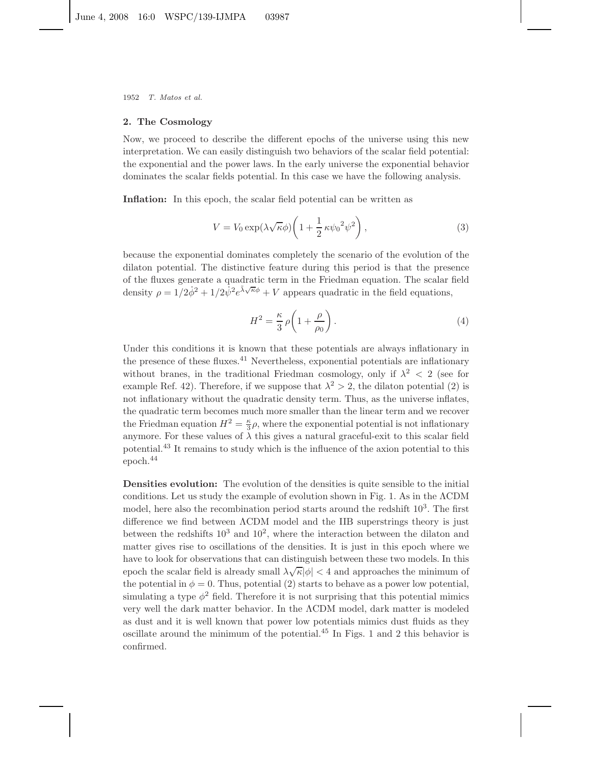## 2. The Cosmology

Now, we proceed to describe the different epochs of the universe using this new interpretation. We can easily distinguish two behaviors of the scalar field potential: the exponential and the power laws. In the early universe the exponential behavior dominates the scalar fields potential. In this case we have the following analysis.

**Inflation:** In this epoch, the scalar field potential can be written as

$$V = V_0 \exp(\lambda\sqrt{\kappa}\phi)\left(1 + \frac{1}{2}\,\kappa{\psi_0}^2\psi^2\right), \tag{3}$$

because the exponential dominates completely the scenario of the evolution of the dilaton potential. The distinctive feature during this period is that the presence of the fluxes generate a quadratic term in the Friedman equation. The scalar field density $\rho = 1/2\dot{\phi}^2 + 1/2\dot{\psi}^2 e^{\tilde{\lambda}\sqrt{\kappa}\phi} + V$ appears quadratic in the field equations,

$$H^2 = \frac{\kappa}{3}\,\rho\left(1 + \frac{\rho}{\rho_0}\right). \tag{4}$$

Under this conditions it is known that these potentials are always inflationary in the presence of these fluxes.[41] Nevertheless, exponential potentials are inflationary without branes, in the traditional Friedman cosmology, only if $\lambda^2 < 2$ (see for example Ref. 42). Therefore, if we suppose that $\lambda^2 > 2$, the dilaton potential (2) is not inflationary without the quadratic density term. Thus, as the universe inflates, the quadratic term becomes much more smaller than the linear term and we recover the Friedman equation $H^2 = \frac{\kappa}{3}\rho$, where the exponential potential is not inflationary anymore. For these values of $\lambda$ this gives a natural graceful-exit to this scalar field potential.[43] It remains to study which is the influence of the axion potential to this epoch.[44]

**Densities evolution:** The evolution of the densities is quite sensible to the initial conditions. Let us study the example of evolution shown in Fig. 1. As in the ΛCDM model, here also the recombination period starts around the redshift $10^3$. The first difference we find between ΛCDM model and the IIB superstrings theory is just between the redshifts $10^3$ and $10^2$, where the interaction between the dilaton and matter gives rise to oscillations of the densities. It is just in this epoch where we have to look for observations that can distinguish between these two models. In this epoch the scalar field is already small $\lambda\sqrt{\kappa}|\phi| < 4$ and approaches the minimum of the potential in $\phi = 0$. Thus, potential (2) starts to behave as a power low potential, simulating a type $\phi^2$ field. Therefore it is not surprising that this potential mimics very well the dark matter behavior. In the ΛCDM model, dark matter is modeled as dust and it is well known that power low potentials mimics dust fluids as they oscillate around the minimum of the potential.[45] In Figs. 1 and 2 this behavior is confirmed.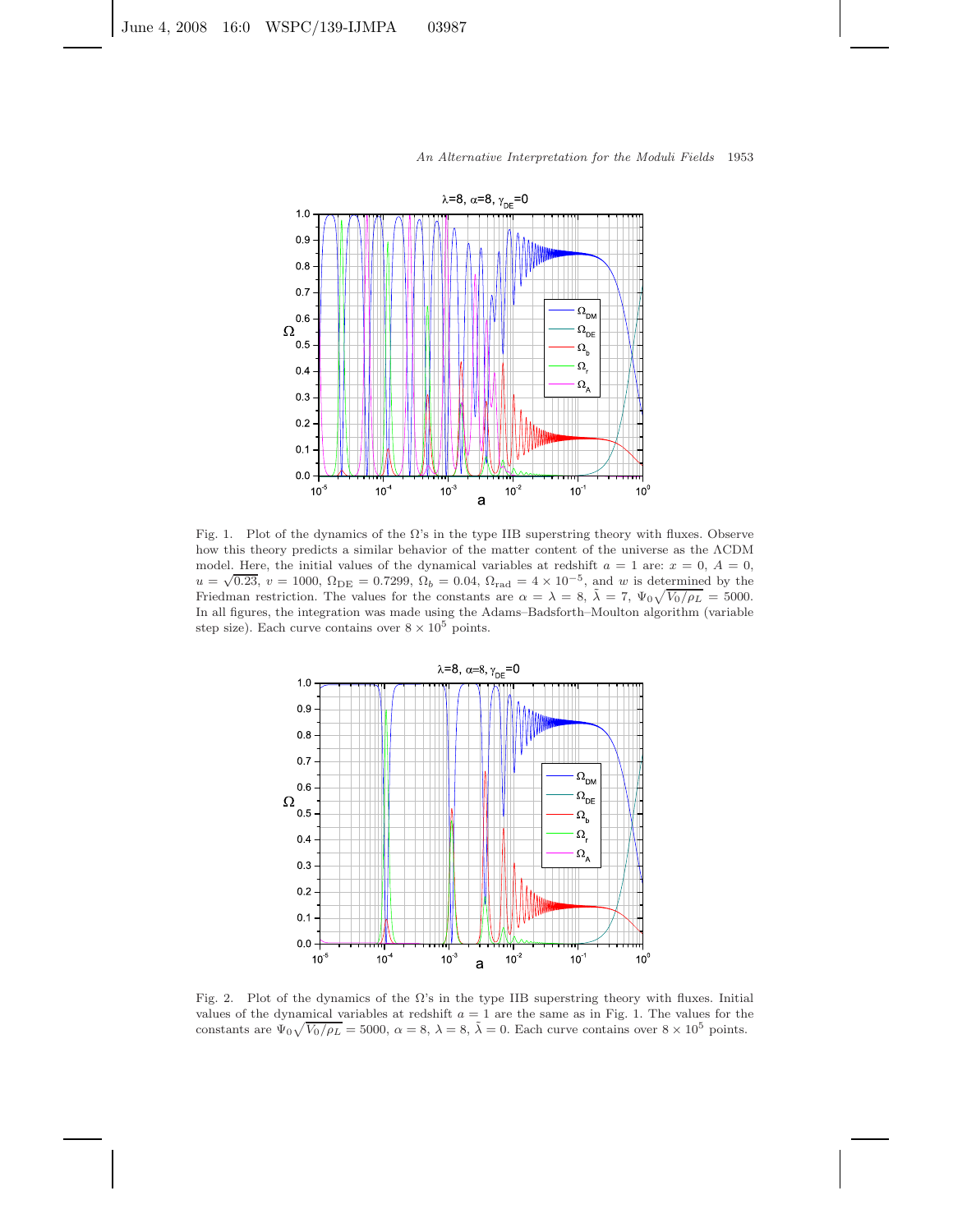Fig. 1. Plot of the dynamics of the $\Omega$'s in the type IIB superstring theory with fluxes. Observe how this theory predicts a similar behavior of the matter content of the universe as the $\Lambda$CDM model. Here, the initial values of the dynamical variables at redshift $a = 1$ are: $x = 0$, $A = 0$, $u = \sqrt{0.23}$, $v = 1000$, $\Omega_{\rm DE} = 0.7299$, $\Omega_b = 0.04$, $\Omega_{\rm rad} = 4 \times 10^{-5}$, and $w$ is determined by the Friedman restriction. The values for the constants are $\alpha = \lambda = 8$, $\tilde{\lambda} = 7$, $\Psi_0\sqrt{V_0/\rho_L} = 5000$. In all figures, the integration was made using the Adams–Badsforth–Moulton algorithm (variable step size). Each curve contains over $8 \times 10^5$ points.

Fig. 2. Plot of the dynamics of the $\Omega$'s in the type IIB superstring theory with fluxes. Initial values of the dynamical variables at redshift $a = 1$ are the same as in Fig. 1. The values for the constants are $\Psi_0\sqrt{V_0/\rho_L} = 5000$, $\alpha = 8$, $\lambda = 8$, $\tilde{\lambda} = 0$. Each curve contains over $8 \times 10^5$ points.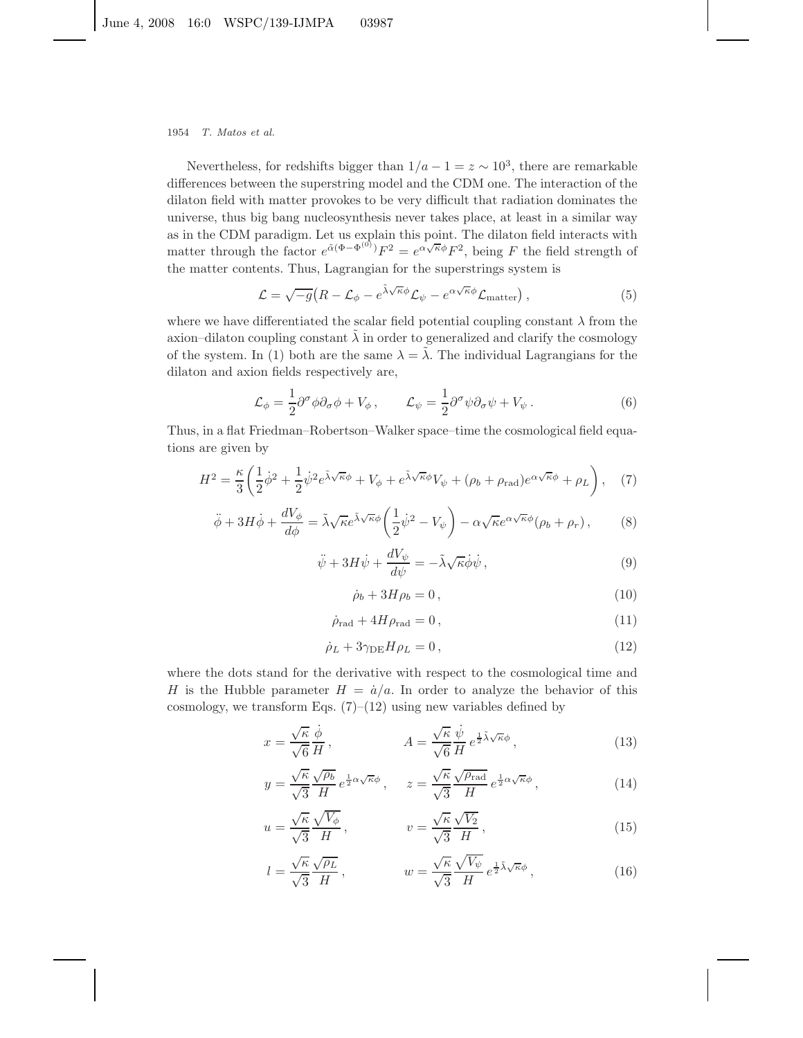Nevertheless, for redshifts bigger than $1/a - 1 = z \sim 10^3$, there are remarkable differences between the superstring model and the CDM one. The interaction of the dilaton field with matter provokes to be very difficult that radiation dominates the universe, thus big bang nucleosynthesis never takes place, at least in a similar way as in the CDM paradigm. Let us explain this point. The dilaton field interacts with matter through the factor $e^{\tilde{\alpha}(\Phi-\Phi^{(0)})}F^2 = e^{\alpha\sqrt{\kappa}\phi}F^2$, being $F$ the field strength of the matter contents. Thus, Lagrangian for the superstrings system is

$$\mathcal{L} = \sqrt{-g}\big(R - \mathcal{L}_\phi - e^{\tilde{\lambda}\sqrt{\kappa}\phi}\mathcal{L}_\psi - e^{\alpha\sqrt{\kappa}\phi}\mathcal{L}_{\rm matter}\big)\,, \tag{5}$$

where we have differentiated the scalar field potential coupling constant $\lambda$ from the axion–dilaton coupling constant $\tilde{\lambda}$ in order to generalized and clarify the cosmology of the system. In (1) both are the same $\lambda = \tilde{\lambda}$. The individual Lagrangians for the dilaton and axion fields respectively are,

$$\mathcal{L}_\phi = \frac{1}{2}\partial^\sigma\phi\partial_\sigma\phi + V_\phi\,, \qquad \mathcal{L}_\psi = \frac{1}{2}\partial^\sigma\psi\partial_\sigma\psi + V_\psi\,. \tag{6}$$

Thus, in a flat Friedman–Robertson–Walker space–time the cosmological field equations are given by

$$H^2 = \frac{\kappa}{3}\left(\frac{1}{2}\dot{\phi}^2 + \frac{1}{2}\dot{\psi}^2 e^{\tilde{\lambda}\sqrt{\kappa}\phi} + V_\phi + e^{\tilde{\lambda}\sqrt{\kappa}\phi}V_\psi + (\rho_b + \rho_{\rm rad})e^{\alpha\sqrt{\kappa}\phi} + \rho_L\right), \tag{7}$$

$$\ddot{\phi} + 3H\dot{\phi} + \frac{dV_\phi}{d\phi} = \tilde{\lambda}\sqrt{\kappa}e^{\tilde{\lambda}\sqrt{\kappa}\phi}\left(\frac{1}{2}\dot{\psi}^2 - V_\psi\right) - \alpha\sqrt{\kappa}e^{\alpha\sqrt{\kappa}\phi}(\rho_b + \rho_r)\,, \tag{8}$$

$$\ddot{\psi} + 3H\dot{\psi} + \frac{dV_\psi}{d\psi} = -\tilde{\lambda}\sqrt{\kappa}\dot{\phi}\dot{\psi}\,, \tag{9}$$

$$\dot{\rho}_b + 3H\rho_b = 0\,, \tag{10}$$

$$\dot{\rho}_{\rm rad} + 4H\rho_{\rm rad} = 0\,, \tag{11}$$

$$\dot{\rho}_L + 3\gamma_{\rm DE}H\rho_L = 0\,, \tag{12}$$

where the dots stand for the derivative with respect to the cosmological time and $H$ is the Hubble parameter $H = \dot{a}/a$. In order to analyze the behavior of this cosmology, we transform Eqs. (7)–(12) using new variables defined by

$$x = \frac{\sqrt{\kappa}}{\sqrt{6}}\frac{\dot{\phi}}{H}\,, \qquad A = \frac{\sqrt{\kappa}}{\sqrt{6}}\frac{\dot{\psi}}{H}\,e^{\frac{1}{2}\tilde{\lambda}\sqrt{\kappa}\phi}\,, \tag{13}$$

$$y = \frac{\sqrt{\kappa}}{\sqrt{3}}\frac{\sqrt{\rho_b}}{H}\,e^{\frac{1}{2}\alpha\sqrt{\kappa}\phi}\,, \quad z = \frac{\sqrt{\kappa}}{\sqrt{3}}\frac{\sqrt{\rho_{\rm rad}}}{H}\,e^{\frac{1}{2}\alpha\sqrt{\kappa}\phi}\,, \tag{14}$$

$$u = \frac{\sqrt{\kappa}}{\sqrt{3}}\frac{\sqrt{V_\phi}}{H}\,, \qquad v = \frac{\sqrt{\kappa}}{\sqrt{3}}\frac{\sqrt{V_2}}{H}\,, \tag{15}$$

$$l = \frac{\sqrt{\kappa}}{\sqrt{3}}\frac{\sqrt{\rho_L}}{H}\,, \qquad w = \frac{\sqrt{\kappa}}{\sqrt{3}}\frac{\sqrt{V_\psi}}{H}\,e^{\frac{1}{2}\tilde{\lambda}\sqrt{\kappa}\phi}\,, \tag{16}$$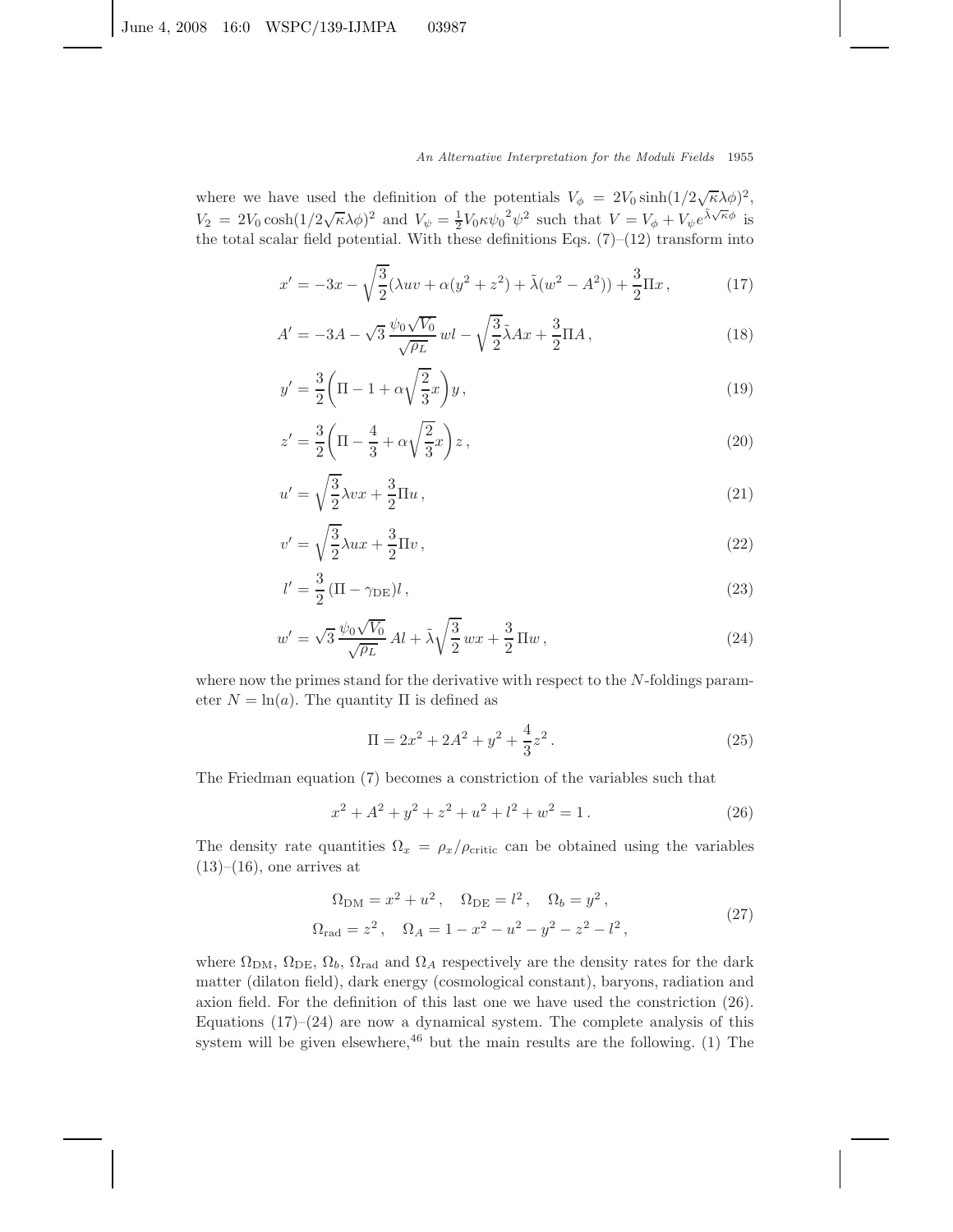where we have used the definition of the potentials $V_\phi = 2V_0 \sinh(1/2\sqrt{\kappa}\lambda\phi)^2$, $V_2 = 2V_0 \cosh(1/2\sqrt{\kappa}\lambda\phi)^2$ and $V_\psi = \frac{1}{2}V_0\kappa{\psi_0}^2\psi^2$ such that $V = V_\phi + V_\psi e^{\tilde{\lambda}\sqrt{\kappa}\phi}$ is the total scalar field potential. With these definitions Eqs. (7)–(12) transform into

$$x' = -3x - \sqrt{\frac{3}{2}}(\lambda uv + \alpha(y^2 + z^2) + \tilde{\lambda}(w^2 - A^2)) + \frac{3}{2}\Pi x\,, \tag{17}$$

$$A' = -3A - \sqrt{3}\,\frac{\psi_0\sqrt{V_0}}{\sqrt{\rho_L}}\,wl - \sqrt{\frac{3}{2}}\tilde{\lambda}Ax + \frac{3}{2}\Pi A\,, \tag{18}$$

$$y' = \frac{3}{2}\left(\Pi - 1 + \alpha\sqrt{\frac{2}{3}}x\right)y\,, \tag{19}$$

$$z' = \frac{3}{2}\left(\Pi - \frac{4}{3} + \alpha\sqrt{\frac{2}{3}}x\right)z\,, \tag{20}$$

$$u' = \sqrt{\frac{3}{2}}\lambda vx + \frac{3}{2}\Pi u\,, \tag{21}$$

$$v' = \sqrt{\frac{3}{2}}\lambda ux + \frac{3}{2}\Pi v\,, \tag{22}$$

$$l' = \frac{3}{2}\,(\Pi - \gamma_{\rm DE})l\,, \tag{23}$$

$$w' = \sqrt{3}\,\frac{\psi_0\sqrt{V_0}}{\sqrt{\rho_L}}\,Al + \tilde{\lambda}\sqrt{\frac{3}{2}}\,wx + \frac{3}{2}\,\Pi w\,, \tag{24}$$

where now the primes stand for the derivative with respect to the $N$-foldings parameter $N = \ln(a)$. The quantity $\Pi$ is defined as

$$\Pi = 2x^2 + 2A^2 + y^2 + \frac{4}{3}z^2\,. \tag{25}$$

The Friedman equation (7) becomes a constriction of the variables such that

$$x^2 + A^2 + y^2 + z^2 + u^2 + l^2 + w^2 = 1\,. \tag{26}$$

The density rate quantities $\Omega_x = \rho_x/\rho_{\rm critic}$ can be obtained using the variables (13)–(16), one arrives at

$$\begin{aligned}
\Omega_{\rm DM} &= x^2 + u^2\,, \quad \Omega_{\rm DE} = l^2\,, \quad \Omega_b = y^2\,, \\
\Omega_{\rm rad} &= z^2\,, \quad \Omega_A = 1 - x^2 - u^2 - y^2 - z^2 - l^2\,,
\end{aligned} \tag{27}$$

where $\Omega_{\rm DM}$, $\Omega_{\rm DE}$, $\Omega_b$, $\Omega_{\rm rad}$ and $\Omega_A$ respectively are the density rates for the dark matter (dilaton field), dark energy (cosmological constant), baryons, radiation and axion field. For the definition of this last one we have used the constriction (26). Equations (17)–(24) are now a dynamical system. The complete analysis of this system will be given elsewhere,[46] but the main results are the following. (1) The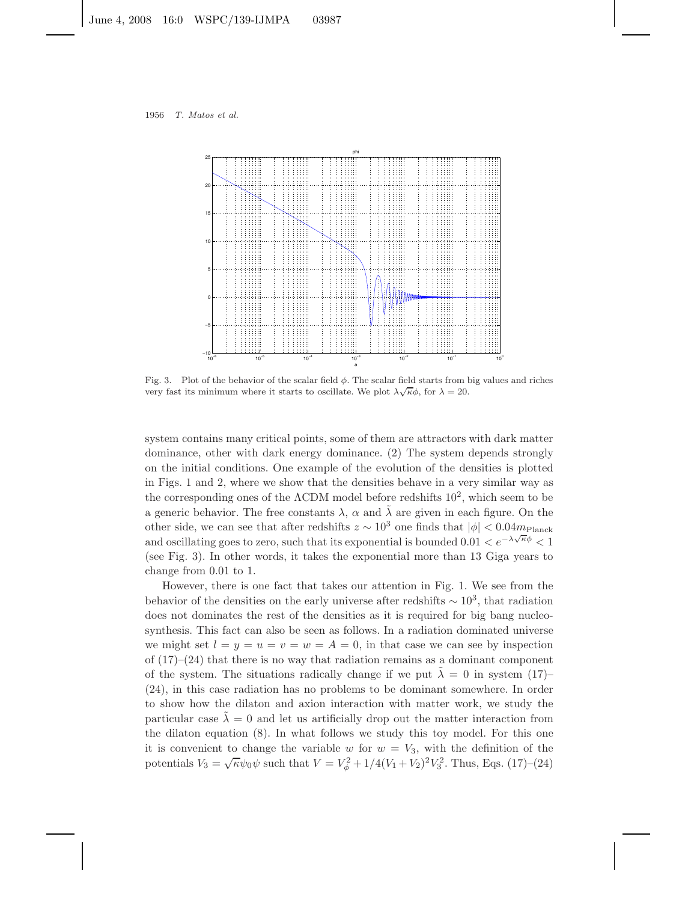Fig. 3. Plot of the behavior of the scalar field $\phi$. The scalar field starts from big values and riches very fast its minimum where it starts to oscillate. We plot $\lambda\sqrt{\kappa}\phi$, for $\lambda = 20$.

system contains many critical points, some of them are attractors with dark matter dominance, other with dark energy dominance. (2) The system depends strongly on the initial conditions. One example of the evolution of the densities is plotted in Figs. 1 and 2, where we show that the densities behave in a very similar way as the corresponding ones of the ΛCDM model before redshifts $10^2$, which seem to be a generic behavior. The free constants $\lambda$, $\alpha$ and $\tilde{\lambda}$ are given in each figure. On the other side, we can see that after redshifts $z \sim 10^3$ one finds that $|\phi| < 0.04 m_{\rm Planck}$ and oscillating goes to zero, such that its exponential is bounded $0.01 < e^{-\lambda\sqrt{\kappa}\phi} < 1$ (see Fig. 3). In other words, it takes the exponential more than 13 Giga years to change from 0.01 to 1.

However, there is one fact that takes our attention in Fig. 1. We see from the behavior of the densities on the early universe after redshifts $\sim 10^3$, that radiation does not dominates the rest of the densities as it is required for big bang nucleosynthesis. This fact can also be seen as follows. In a radiation dominated universe we might set $l = y = u = v = w = A = 0$, in that case we can see by inspection of (17)–(24) that there is no way that radiation remains as a dominant component of the system. The situations radically change if we put $\tilde{\lambda} = 0$ in system (17)–(24), in this case radiation has no problems to be dominant somewhere. In order to show how the dilaton and axion interaction with matter work, we study the particular case $\tilde{\lambda} = 0$ and let us artificially drop out the matter interaction from the dilaton equation (8). In what follows we study this toy model. For this one it is convenient to change the variable $w$ for $w = V_3$, with the definition of the potentials $V_3 = \sqrt{\kappa}\psi_0\psi$ such that $V = V_\phi^2 + 1/4(V_1 + V_2)^2 V_3^2$. Thus, Eqs. (17)–(24)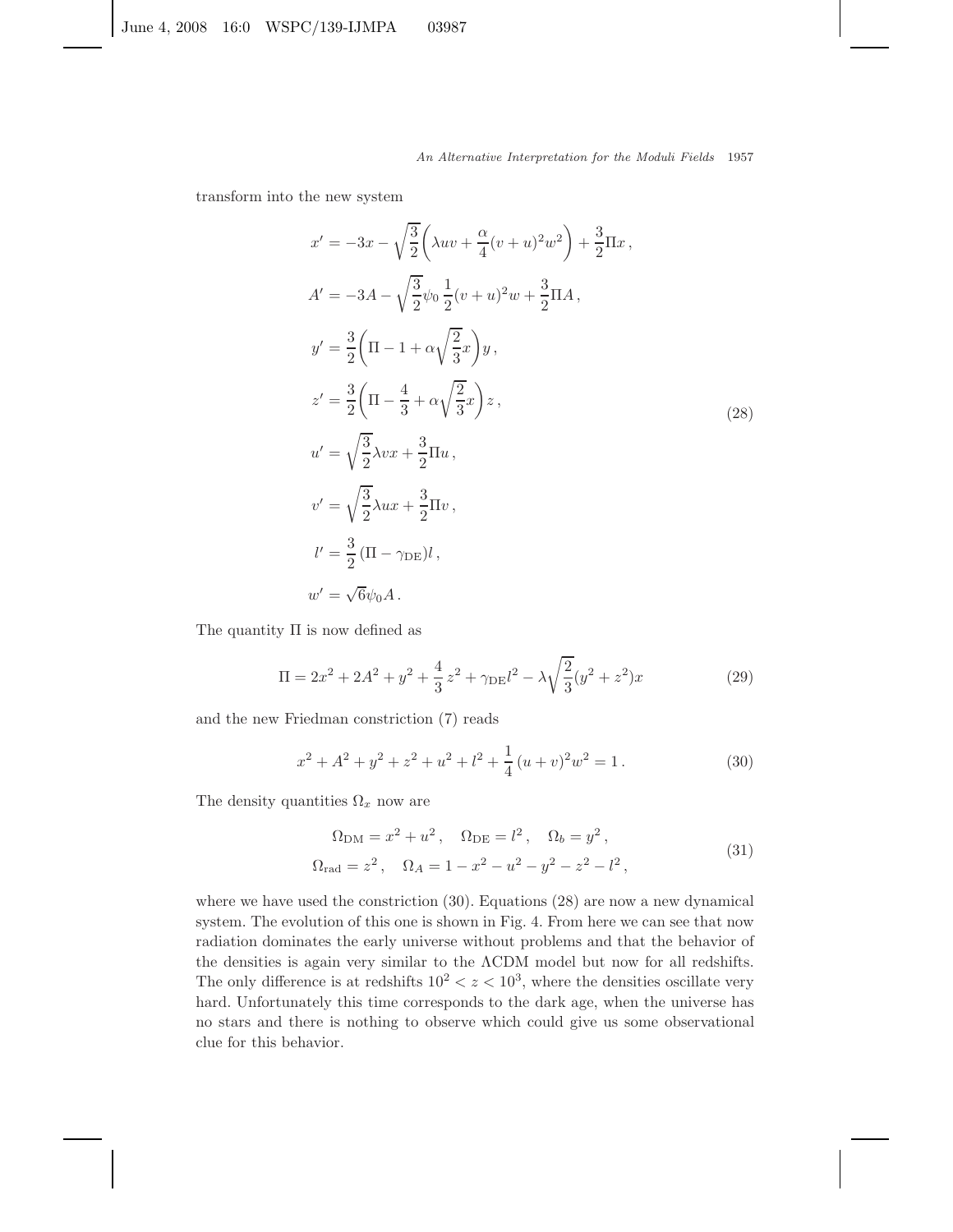transform into the new system

$$
\begin{aligned}
x' &= -3x - \sqrt{\frac{3}{2}}\left(\lambda u v + \frac{\alpha}{4}(v+u)^2 w^2\right) + \frac{3}{2}\Pi x\,,\\
A' &= -3A - \sqrt{\frac{3}{2}}\psi_0\,\frac{1}{2}(v+u)^2 w + \frac{3}{2}\Pi A\,,\\
y' &= \frac{3}{2}\left(\Pi - 1 + \alpha\sqrt{\frac{2}{3}}x\right)y\,,\\
z' &= \frac{3}{2}\left(\Pi - \frac{4}{3} + \alpha\sqrt{\frac{2}{3}}x\right)z\,,\\
u' &= \sqrt{\frac{3}{2}}\lambda v x + \frac{3}{2}\Pi u\,,\\
v' &= \sqrt{\frac{3}{2}}\lambda u x + \frac{3}{2}\Pi v\,,\\
l' &= \frac{3}{2}\,(\Pi - \gamma_{\rm DE})l\,,\\
w' &= \sqrt{6}\psi_0 A\,.
\end{aligned}
\tag{28}
$$

The quantity $\Pi$ is now defined as

$$
\Pi = 2x^2 + 2A^2 + y^2 + \frac{4}{3}\,z^2 + \gamma_{\rm DE} l^2 - \lambda\sqrt{\frac{2}{3}}(y^2+z^2)x \tag{29}
$$

and the new Friedman constriction (7) reads

$$
x^2 + A^2 + y^2 + z^2 + u^2 + l^2 + \frac{1}{4}\,(u+v)^2 w^2 = 1\,. \tag{30}
$$

The density quantities $\Omega_x$ now are

$$
\begin{aligned}
&\Omega_{\rm DM} = x^2 + u^2\,, \quad \Omega_{\rm DE} = l^2\,, \quad \Omega_b = y^2\,,\\
&\Omega_{\rm rad} = z^2\,, \quad \Omega_A = 1 - x^2 - u^2 - y^2 - z^2 - l^2\,,
\end{aligned}
\tag{31}
$$

where we have used the constriction (30). Equations (28) are now a new dynamical system. The evolution of this one is shown in Fig. 4. From here we can see that now radiation dominates the early universe without problems and that the behavior of the densities is again very similar to the ΛCDM model but now for all redshifts. The only difference is at redshifts $10^2 < z < 10^3$, where the densities oscillate very hard. Unfortunately this time corresponds to the dark age, when the universe has no stars and there is nothing to observe which could give us some observational clue for this behavior.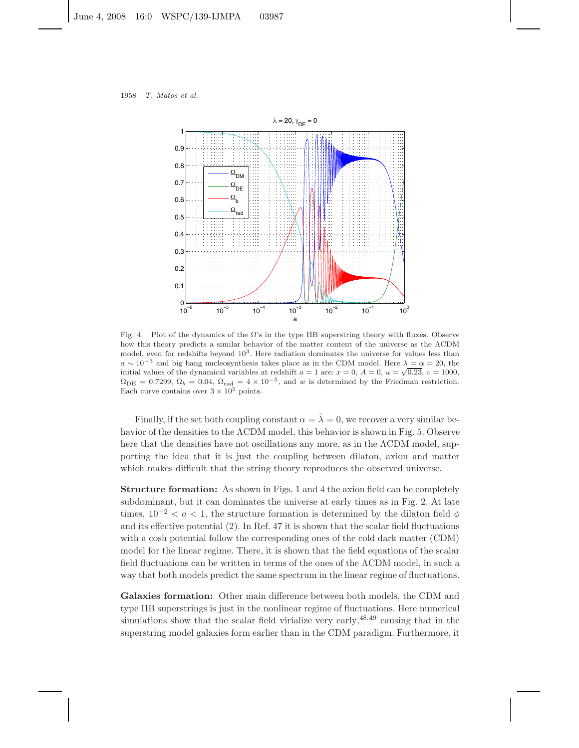Fig. 4. Plot of the dynamics of the Ω's in the type IIB superstring theory with fluxes. Observe how this theory predicts a similar behavior of the matter content of the universe as the ΛCDM model, even for redshifts beyond $10^3$. Here radiation dominates the universe for values less than $a \sim 10^{-3}$ and big bang nucleosynthesis takes place as in the CDM model. Here $\lambda = \alpha = 20$, the initial values of the dynamical variables at redshift $a = 1$ are: $x = 0$, $A = 0$, $u = \sqrt{0.23}$, $v = 1000$, $\Omega_{\rm DE} = 0.7299$, $\Omega_b = 0.04$, $\Omega_{\rm rad} = 4 \times 10^{-5}$, and $w$ is determined by the Friedman restriction. Each curve contains over $3 \times 10^5$ points.

Finally, if the set both coupling constant $\alpha = \tilde{\lambda} = 0$, we recover a very similar behavior of the densities to the ΛCDM model, this behavior is shown in Fig. 5. Observe here that the densities have not oscillations any more, as in the ΛCDM model, supporting the idea that it is just the coupling between dilaton, axion and matter which makes difficult that the string theory reproduces the observed universe.

**Structure formation:** As shown in Figs. 1 and 4 the axion field can be completely subdominant, but it can dominates the universe at early times as in Fig. 2. At late times, $10^{-2} < a < 1$, the structure formation is determined by the dilaton field $\phi$ and its effective potential (2). In Ref. 47 it is shown that the scalar field fluctuations with a cosh potential follow the corresponding ones of the cold dark matter (CDM) model for the linear regime. There, it is shown that the field equations of the scalar field fluctuations can be written in terms of the ones of the ΛCDM model, in such a way that both models predict the same spectrum in the linear regime of fluctuations.

**Galaxies formation:** Other main difference between both models, the CDM and type IIB superstrings is just in the nonlinear regime of fluctuations. Here numerical simulations show that the scalar field virialize very early,[48,49] causing that in the superstring model galaxies form earlier than in the CDM paradigm. Furthermore, it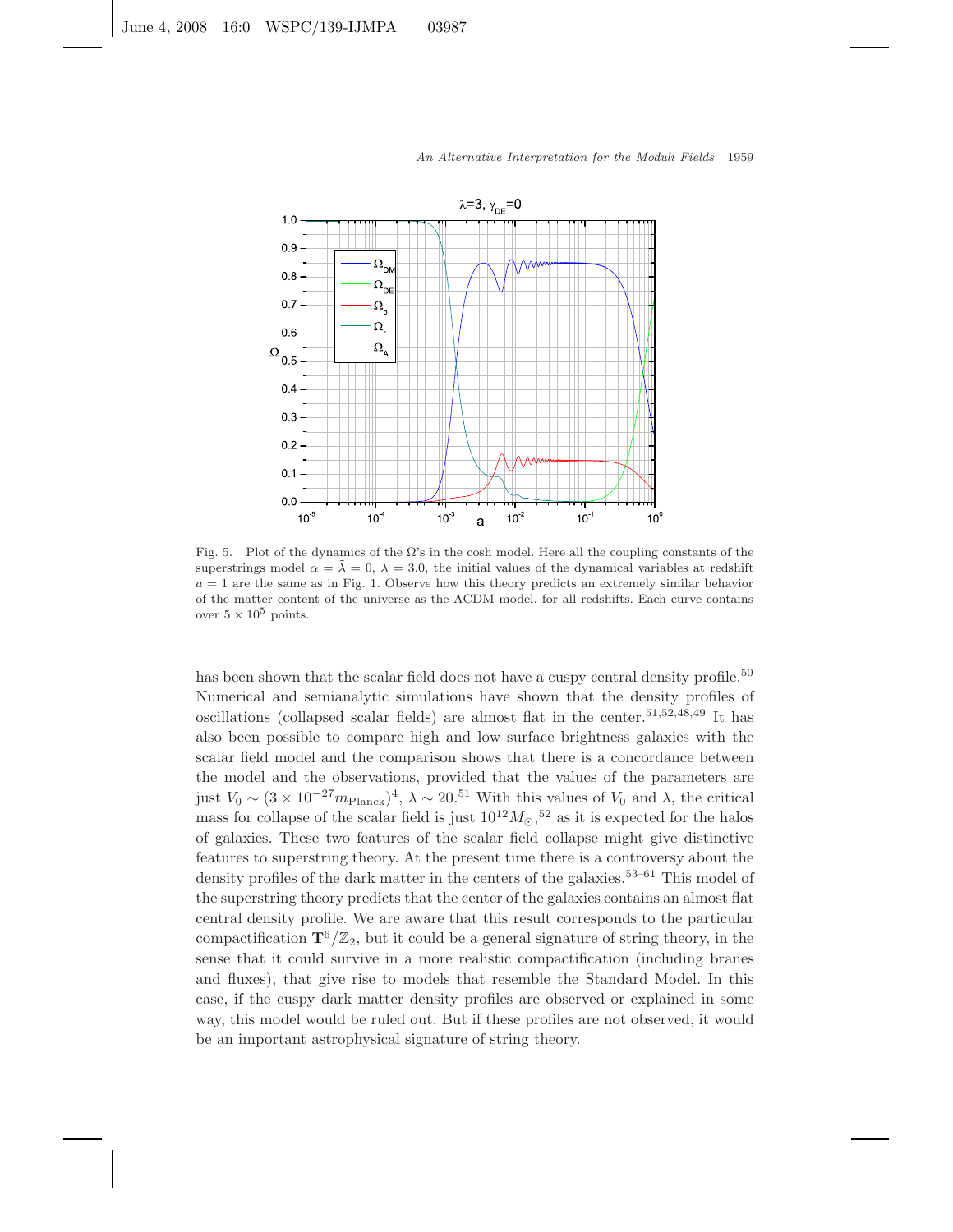Fig. 5. Plot of the dynamics of the $\Omega$'s in the cosh model. Here all the coupling constants of the superstrings model $\alpha = \tilde{\lambda} = 0$, $\lambda = 3.0$, the initial values of the dynamical variables at redshift $a = 1$ are the same as in Fig. 1. Observe how this theory predicts an extremely similar behavior of the matter content of the universe as the $\Lambda$CDM model, for all redshifts. Each curve contains over $5 \times 10^5$ points.

has been shown that the scalar field does not have a cuspy central density profile.[50] Numerical and semianalytic simulations have shown that the density profiles of oscillations (collapsed scalar fields) are almost flat in the center.[51,52,48,49] It has also been possible to compare high and low surface brightness galaxies with the scalar field model and the comparison shows that there is a concordance between the model and the observations, provided that the values of the parameters are just $V_0 \sim (3 \times 10^{-27} m_{\rm Planck})^4$, $\lambda \sim 20$.[51] With this values of $V_0$ and $\lambda$, the critical mass for collapse of the scalar field is just $10^{12} M_\odot$,[52] as it is expected for the halos of galaxies. These two features of the scalar field collapse might give distinctive features to superstring theory. At the present time there is a controversy about the density profiles of the dark matter in the centers of the galaxies.[53–61] This model of the superstring theory predicts that the center of the galaxies contains an almost flat central density profile. We are aware that this result corresponds to the particular compactification $\mathbf{T}^6/\mathbb{Z}_2$, but it could be a general signature of string theory, in the sense that it could survive in a more realistic compactification (including branes and fluxes), that give rise to models that resemble the Standard Model. In this case, if the cuspy dark matter density profiles are observed or explained in some way, this model would be ruled out. But if these profiles are not observed, it would be an important astrophysical signature of string theory.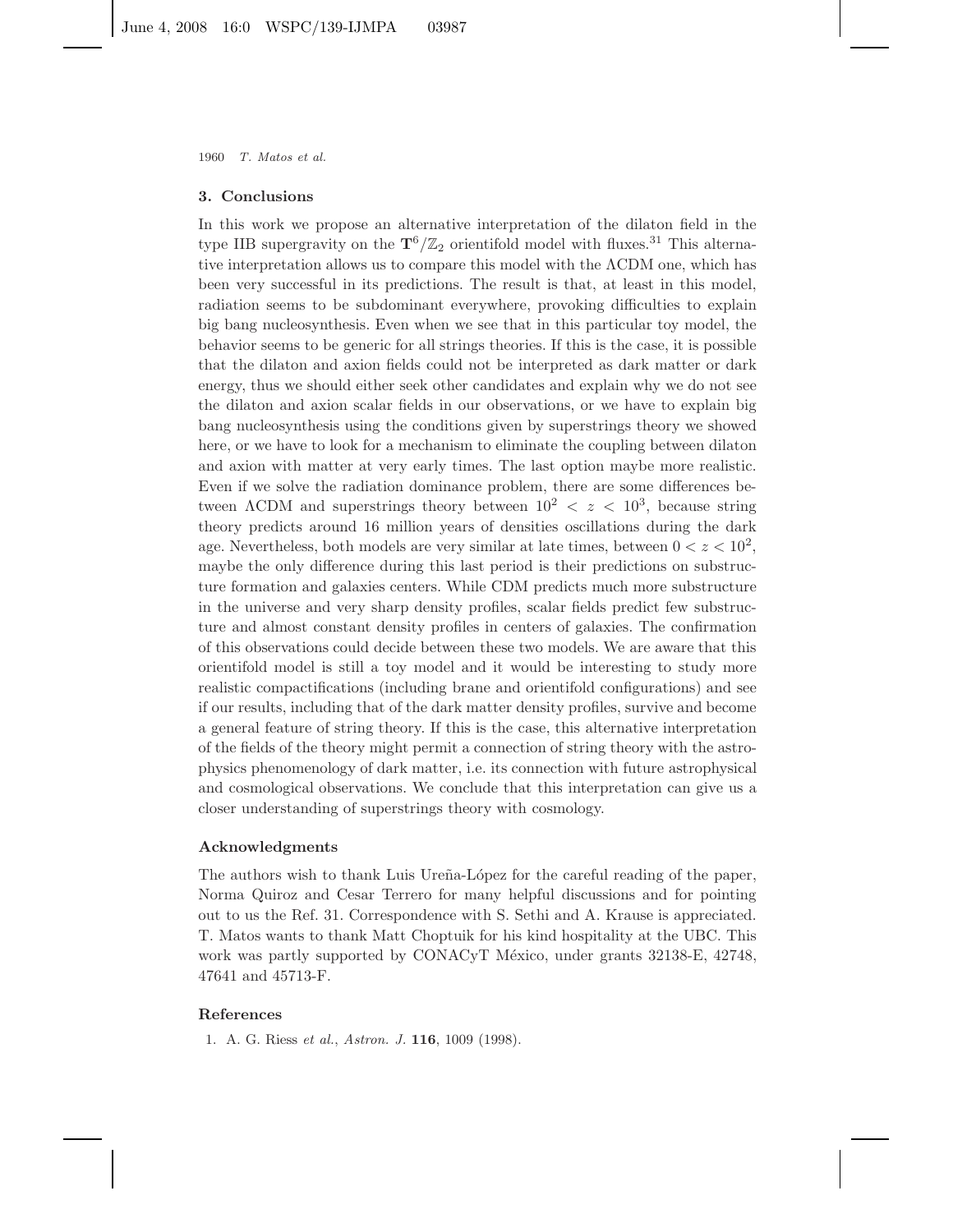## 3. Conclusions

In this work we propose an alternative interpretation of the dilaton field in the type IIB supergravity on the $\mathbf{T}^6/\mathbb{Z}_2$ orientifold model with fluxes.[31] This alternative interpretation allows us to compare this model with the ΛCDM one, which has been very successful in its predictions. The result is that, at least in this model, radiation seems to be subdominant everywhere, provoking difficulties to explain big bang nucleosynthesis. Even when we see that in this particular toy model, the behavior seems to be generic for all strings theories. If this is the case, it is possible that the dilaton and axion fields could not be interpreted as dark matter or dark energy, thus we should either seek other candidates and explain why we do not see the dilaton and axion scalar fields in our observations, or we have to explain big bang nucleosynthesis using the conditions given by superstrings theory we showed here, or we have to look for a mechanism to eliminate the coupling between dilaton and axion with matter at very early times. The last option maybe more realistic. Even if we solve the radiation dominance problem, there are some differences between ΛCDM and superstrings theory between $10^2 < z < 10^3$, because string theory predicts around 16 million years of densities oscillations during the dark age. Nevertheless, both models are very similar at late times, between $0 < z < 10^2$, maybe the only difference during this last period is their predictions on substructure formation and galaxies centers. While CDM predicts much more substructure in the universe and very sharp density profiles, scalar fields predict few substructure and almost constant density profiles in centers of galaxies. The confirmation of this observations could decide between these two models. We are aware that this orientifold model is still a toy model and it would be interesting to study more realistic compactifications (including brane and orientifold configurations) and see if our results, including that of the dark matter density profiles, survive and become a general feature of string theory. If this is the case, this alternative interpretation of the fields of the theory might permit a connection of string theory with the astrophysics phenomenology of dark matter, i.e. its connection with future astrophysical and cosmological observations. We conclude that this interpretation can give us a closer understanding of superstrings theory with cosmology.

## Acknowledgments

The authors wish to thank Luis Ureña-López for the careful reading of the paper, Norma Quiroz and Cesar Terrero for many helpful discussions and for pointing out to us the Ref. 31. Correspondence with S. Sethi and A. Krause is appreciated. T. Matos wants to thank Matt Choptuik for his kind hospitality at the UBC. This work was partly supported by CONACyT México, under grants 32138-E, 42748, 47641 and 45713-F.

## References

1. A. G. Riess *et al.*, *Astron. J.* **116**, 1009 (1998).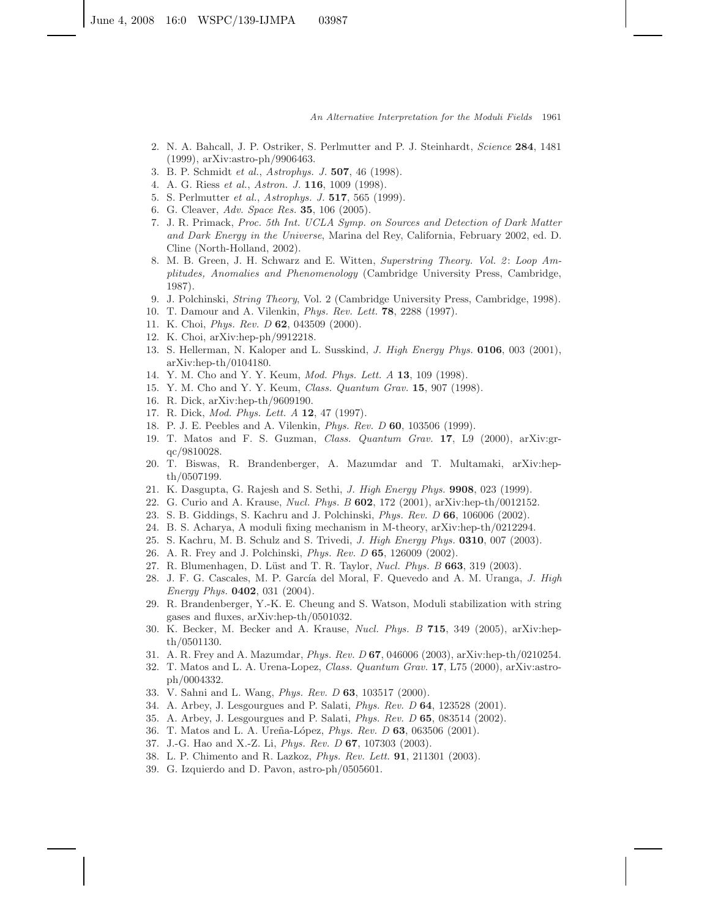2. N. A. Bahcall, J. P. Ostriker, S. Perlmutter and P. J. Steinhardt, *Science* **284**, 1481 (1999), arXiv:astro-ph/9906463.
3. B. P. Schmidt *et al.*, *Astrophys. J.* **507**, 46 (1998).
4. A. G. Riess *et al.*, *Astron. J.* **116**, 1009 (1998).
5. S. Perlmutter *et al.*, *Astrophys. J.* **517**, 565 (1999).
6. G. Cleaver, *Adv. Space Res.* **35**, 106 (2005).
7. J. R. Primack, *Proc. 5th Int. UCLA Symp. on Sources and Detection of Dark Matter and Dark Energy in the Universe*, Marina del Rey, California, February 2002, ed. D. Cline (North-Holland, 2002).
8. M. B. Green, J. H. Schwarz and E. Witten, *Superstring Theory. Vol. 2: Loop Amplitudes, Anomalies and Phenomenology* (Cambridge University Press, Cambridge, 1987).
9. J. Polchinski, *String Theory*, Vol. 2 (Cambridge University Press, Cambridge, 1998).
10. T. Damour and A. Vilenkin, *Phys. Rev. Lett.* **78**, 2288 (1997).
11. K. Choi, *Phys. Rev. D* **62**, 043509 (2000).
12. K. Choi, arXiv:hep-ph/9912218.
13. S. Hellerman, N. Kaloper and L. Susskind, *J. High Energy Phys.* **0106**, 003 (2001), arXiv:hep-th/0104180.
14. Y. M. Cho and Y. Y. Keum, *Mod. Phys. Lett. A* **13**, 109 (1998).
15. Y. M. Cho and Y. Y. Keum, *Class. Quantum Grav.* **15**, 907 (1998).
16. R. Dick, arXiv:hep-th/9609190.
17. R. Dick, *Mod. Phys. Lett. A* **12**, 47 (1997).
18. P. J. E. Peebles and A. Vilenkin, *Phys. Rev. D* **60**, 103506 (1999).
19. T. Matos and F. S. Guzman, *Class. Quantum Grav.* **17**, L9 (2000), arXiv:gr-qc/9810028.
20. T. Biswas, R. Brandenberger, A. Mazumdar and T. Multamaki, arXiv:hep-th/0507199.
21. K. Dasgupta, G. Rajesh and S. Sethi, *J. High Energy Phys.* **9908**, 023 (1999).
22. G. Curio and A. Krause, *Nucl. Phys. B* **602**, 172 (2001), arXiv:hep-th/0012152.
23. S. B. Giddings, S. Kachru and J. Polchinski, *Phys. Rev. D* **66**, 106006 (2002).
24. B. S. Acharya, A moduli fixing mechanism in M-theory, arXiv:hep-th/0212294.
25. S. Kachru, M. B. Schulz and S. Trivedi, *J. High Energy Phys.* **0310**, 007 (2003).
26. A. R. Frey and J. Polchinski, *Phys. Rev. D* **65**, 126009 (2002).
27. R. Blumenhagen, D. Lüst and T. R. Taylor, *Nucl. Phys. B* **663**, 319 (2003).
28. J. F. G. Cascales, M. P. García del Moral, F. Quevedo and A. M. Uranga, *J. High Energy Phys.* **0402**, 031 (2004).
29. R. Brandenberger, Y.-K. E. Cheung and S. Watson, Moduli stabilization with string gases and fluxes, arXiv:hep-th/0501032.
30. K. Becker, M. Becker and A. Krause, *Nucl. Phys. B* **715**, 349 (2005), arXiv:hep-th/0501130.
31. A. R. Frey and A. Mazumdar, *Phys. Rev. D* **67**, 046006 (2003), arXiv:hep-th/0210254.
32. T. Matos and L. A. Urena-Lopez, *Class. Quantum Grav.* **17**, L75 (2000), arXiv:astro-ph/0004332.
33. V. Sahni and L. Wang, *Phys. Rev. D* **63**, 103517 (2000).
34. A. Arbey, J. Lesgourgues and P. Salati, *Phys. Rev. D* **64**, 123528 (2001).
35. A. Arbey, J. Lesgourgues and P. Salati, *Phys. Rev. D* **65**, 083514 (2002).
36. T. Matos and L. A. Ureña-López, *Phys. Rev. D* **63**, 063506 (2001).
37. J.-G. Hao and X.-Z. Li, *Phys. Rev. D* **67**, 107303 (2003).
38. L. P. Chimento and R. Lazkoz, *Phys. Rev. Lett.* **91**, 211301 (2003).
39. G. Izquierdo and D. Pavon, astro-ph/0505601.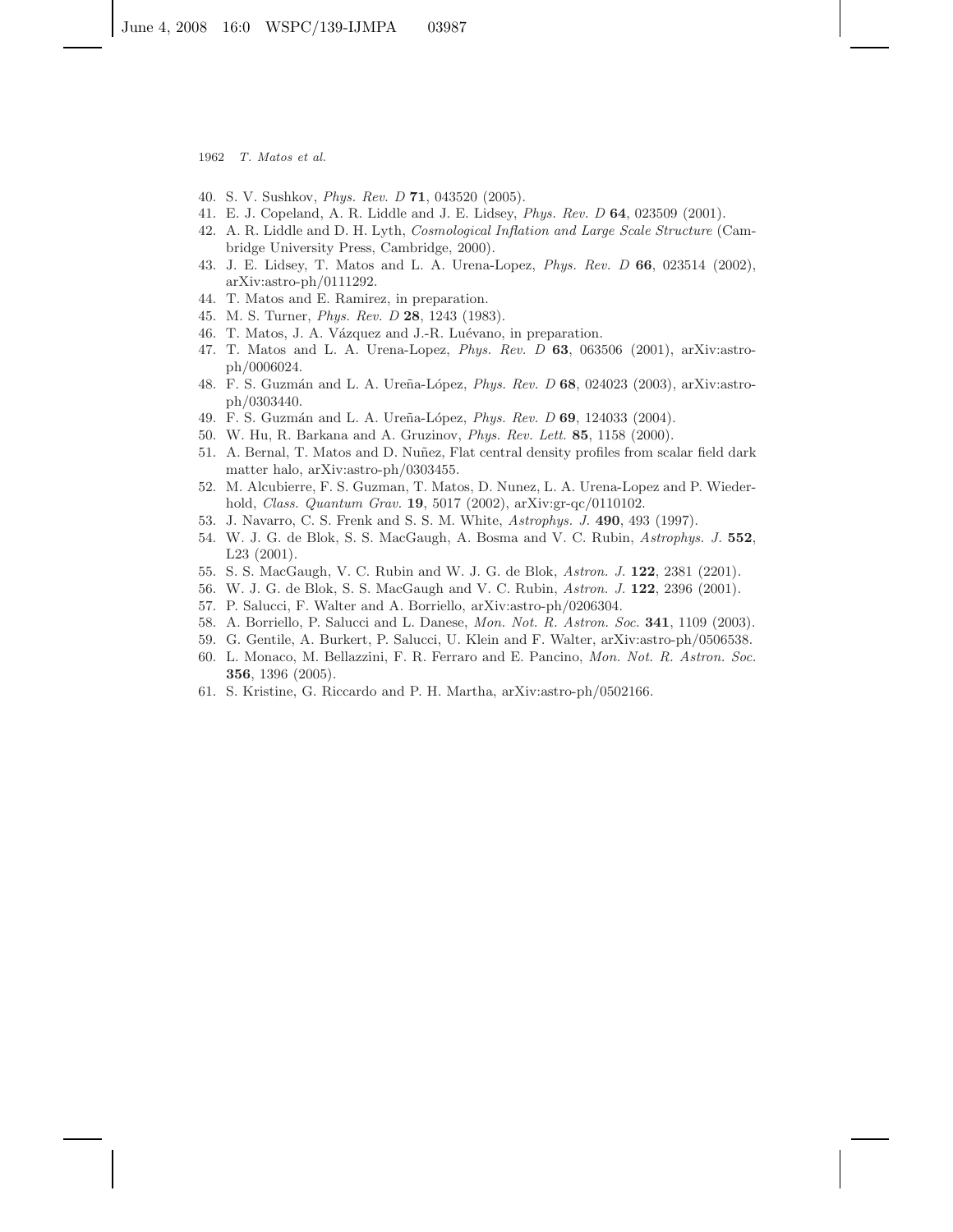40. S. V. Sushkov, *Phys. Rev. D* **71**, 043520 (2005).
41. E. J. Copeland, A. R. Liddle and J. E. Lidsey, *Phys. Rev. D* **64**, 023509 (2001).
42. A. R. Liddle and D. H. Lyth, *Cosmological Inflation and Large Scale Structure* (Cambridge University Press, Cambridge, 2000).
43. J. E. Lidsey, T. Matos and L. A. Urena-Lopez, *Phys. Rev. D* **66**, 023514 (2002), arXiv:astro-ph/0111292.
44. T. Matos and E. Ramirez, in preparation.
45. M. S. Turner, *Phys. Rev. D* **28**, 1243 (1983).
46. T. Matos, J. A. Vázquez and J.-R. Luévano, in preparation.
47. T. Matos and L. A. Urena-Lopez, *Phys. Rev. D* **63**, 063506 (2001), arXiv:astro-ph/0006024.
48. F. S. Guzmán and L. A. Ureña-López, *Phys. Rev. D* **68**, 024023 (2003), arXiv:astro-ph/0303440.
49. F. S. Guzmán and L. A. Ureña-López, *Phys. Rev. D* **69**, 124033 (2004).
50. W. Hu, R. Barkana and A. Gruzinov, *Phys. Rev. Lett.* **85**, 1158 (2000).
51. A. Bernal, T. Matos and D. Nuñez, Flat central density profiles from scalar field dark matter halo, arXiv:astro-ph/0303455.
52. M. Alcubierre, F. S. Guzman, T. Matos, D. Nunez, L. A. Urena-Lopez and P. Wiederhold, *Class. Quantum Grav.* **19**, 5017 (2002), arXiv:gr-qc/0110102.
53. J. Navarro, C. S. Frenk and S. S. M. White, *Astrophys. J.* **490**, 493 (1997).
54. W. J. G. de Blok, S. S. MacGaugh, A. Bosma and V. C. Rubin, *Astrophys. J.* **552**, L23 (2001).
55. S. S. MacGaugh, V. C. Rubin and W. J. G. de Blok, *Astron. J.* **122**, 2381 (2201).
56. W. J. G. de Blok, S. S. MacGaugh and V. C. Rubin, *Astron. J.* **122**, 2396 (2001).
57. P. Salucci, F. Walter and A. Borriello, arXiv:astro-ph/0206304.
58. A. Borriello, P. Salucci and L. Danese, *Mon. Not. R. Astron. Soc.* **341**, 1109 (2003).
59. G. Gentile, A. Burkert, P. Salucci, U. Klein and F. Walter, arXiv:astro-ph/0506538.
60. L. Monaco, M. Bellazzini, F. R. Ferraro and E. Pancino, *Mon. Not. R. Astron. Soc.* **356**, 1396 (2005).
61. S. Kristine, G. Riccardo and P. H. Martha, arXiv:astro-ph/0502166.